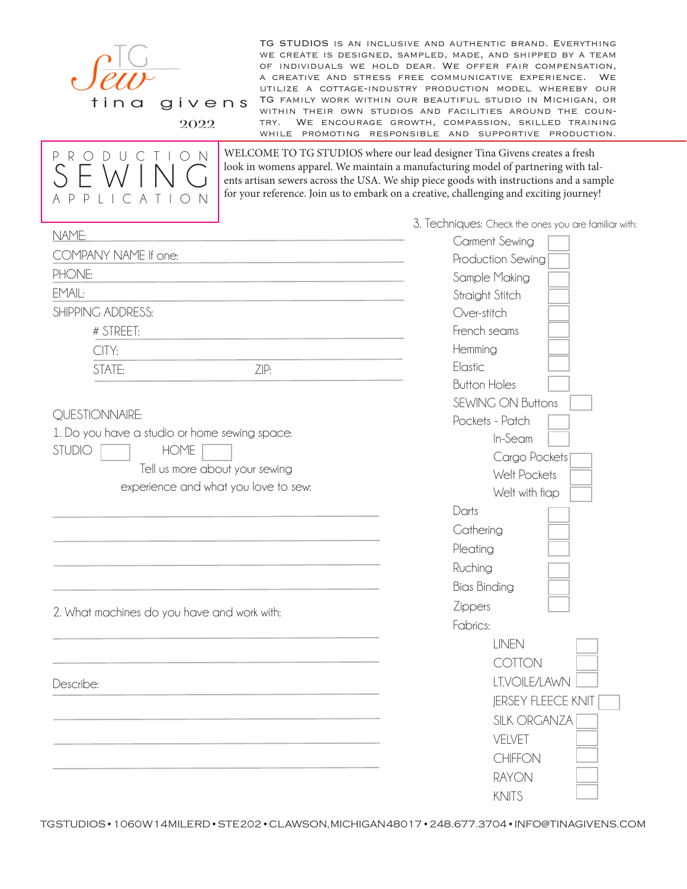TG Sew

tina givens

2022

TG STUDIOS IS AN INCLUSIVE AND AUTHENTIC BRAND. EVERYTHING WE CREATE IS DESIGNED, SAMPLED, MADE, AND SHIPPED BY A TEAM OF INDIVIDUALS WE HOLD DEAR. WE OFFER FAIR COMPENSATION, A CREATIVE AND STRESS FREE COMMUNICATIVE EXPERIENCE. WE UTILIZE A COTTAGE-INDUSTRY PRODUCTION MODEL WHEREBY OUR TG FAMILY WORK WITHIN OUR BEAUTIFUL STUDIO IN MICHIGAN, OR WITHIN THEIR OWN STUDIOS AND FACILITIES AROUND THE COUNTRY. WE ENCOURAGE GROWTH, COMPASSION, SKILLED TRAINING WHILE PROMOTING RESPONSIBLE AND SUPPORTIVE PRODUCTION.

# PRODUCTION SEWING APPLICATION

WELCOME TO TG STUDIOS where our lead designer Tina Givens creates a fresh look in womens apparel. We maintain a manufacturing model of partnering with talents artisan sewers across the USA. We ship piece goods with instructions and a sample for your reference. Join us to embark on a creative, challenging and exciting journey!

NAME: \_\_\_\_\_\_\_\_\_\_\_\_\_\_\_\_\_\_\_\_

COMPANY NAME If one: \_\_\_\_\_\_\_\_\_\_\_\_\_\_\_\_\_\_\_\_

PHONE: \_\_\_\_\_\_\_\_\_\_\_\_\_\_\_\_\_\_\_\_

EMAIL: \_\_\_\_\_\_\_\_\_\_\_\_\_\_\_\_\_\_\_\_

SHIPPING ADDRESS:

- \# STREET: \_\_\_\_\_\_\_\_\_\_\_\_\_\_\_\_\_\_\_\_
- CITY: \_\_\_\_\_\_\_\_\_\_\_\_\_\_\_\_\_\_\_\_
- STATE: \_\_\_\_\_\_\_\_ ZIP: \_\_\_\_\_\_\_\_

QUESTIONNAIRE:

1. Do you have a studio or home sewing space:

STUDIO ☐ HOME ☐

Tell us more about your sewing experience and what you love to sew:

\_\_\_\_\_\_\_\_\_\_\_\_\_\_\_\_\_\_\_\_

\_\_\_\_\_\_\_\_\_\_\_\_\_\_\_\_\_\_\_\_

\_\_\_\_\_\_\_\_\_\_\_\_\_\_\_\_\_\_\_\_

\_\_\_\_\_\_\_\_\_\_\_\_\_\_\_\_\_\_\_\_

2. What machines do you have and work with:

\_\_\_\_\_\_\_\_\_\_\_\_\_\_\_\_\_\_\_\_

\_\_\_\_\_\_\_\_\_\_\_\_\_\_\_\_\_\_\_\_

Describe: \_\_\_\_\_\_\_\_\_\_\_\_\_\_\_\_\_\_\_\_

\_\_\_\_\_\_\_\_\_\_\_\_\_\_\_\_\_\_\_\_

\_\_\_\_\_\_\_\_\_\_\_\_\_\_\_\_\_\_\_\_

\_\_\_\_\_\_\_\_\_\_\_\_\_\_\_\_\_\_\_\_

3. Techniques: Check the ones you are familiar with:

- Garment Sewing ☐
- Production Sewing ☐
- Sample Making ☐
- Straight Stitch ☐
- Over-stitch ☐
- French seams ☐
- Hemming ☐
- Elastic ☐
- Button Holes ☐
- SEWING ON Buttons ☐
- Pockets - Patch ☐
  - In-Seam ☐
  - Cargo Pockets ☐
  - Welt Pockets ☐
  - Welt with flap ☐
- Darts ☐
- Gathering ☐
- Pleating ☐
- Ruching ☐
- Bias Binding ☐
- Zippers ☐
- Fabrics:
  - LINEN ☐
  - COTTON ☐
  - LT.VOILE/LAWN ☐
  - JERSEY FLEECE KNIT ☐
  - SILK ORGANZA ☐
  - VELVET ☐
  - CHIFFON ☐
  - RAYON ☐
  - KNITS ☐

TGSTUDIOS • 1060W14MILERD • STE202 • CLAWSON,MICHIGAN48017 • 248.677.3704 • INFO@TINAGIVENS.COM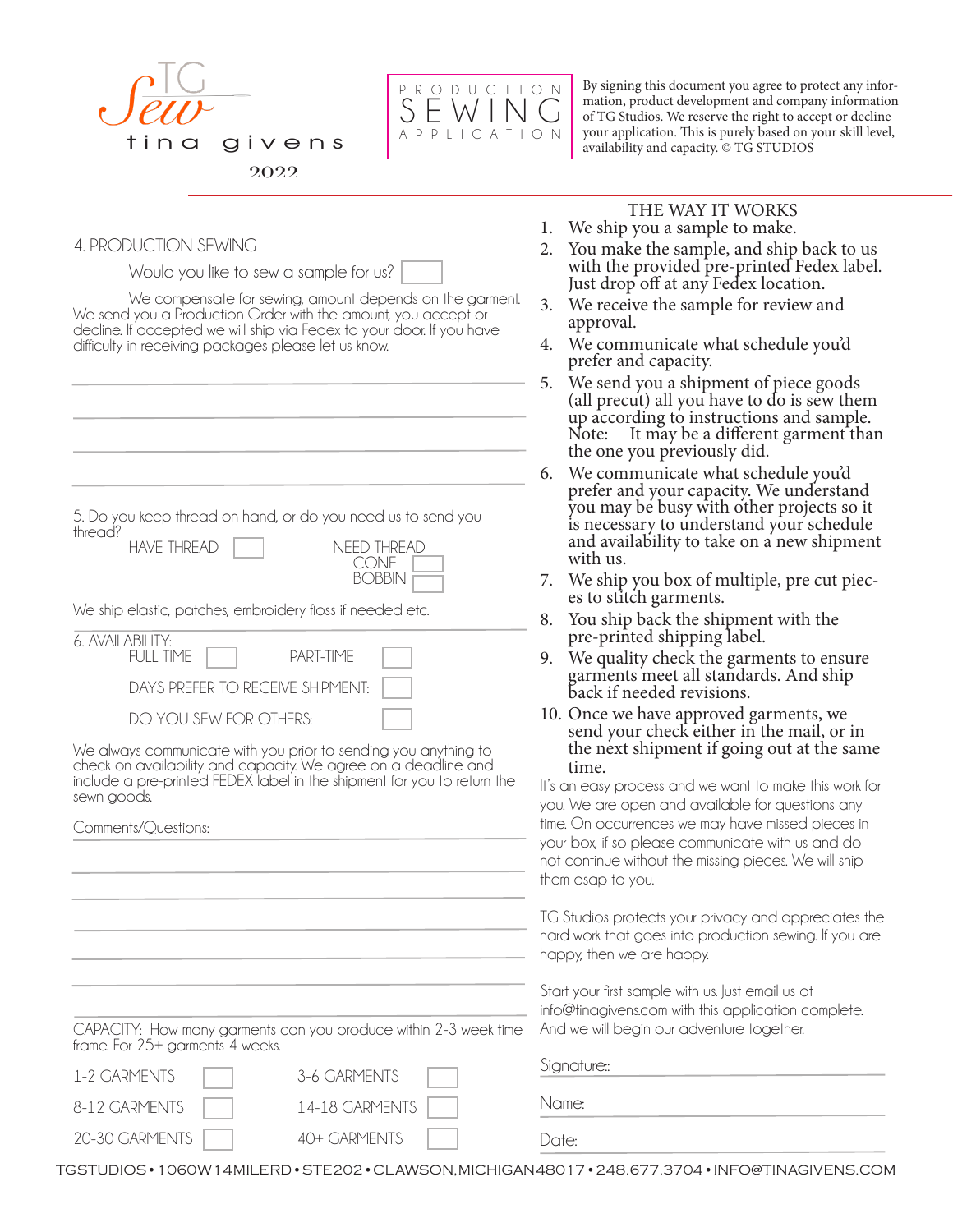TG Sew

tina givens

2022

PRODUCTION SEWING APPLICATION

By signing this document you agree to protect any information, product development and company information of TG Studios. We reserve the right to accept or decline your application. This is purely based on your skill level, availability and capacity. © TG STUDIOS

4. PRODUCTION SEWING

Would you like to sew a sample for us? ☐

We compensate for sewing, amount depends on the garment. We send you a Production Order with the amount, you accept or decline. If accepted we will ship via Fedex to your door. If you have difficulty in receiving packages please let us know.

5. Do you keep thread on hand, or do you need us to send you thread?

HAVE THREAD ☐ NEED THREAD
CONE ☐
BOBBIN ☐

We ship elastic, patches, embroidery floss if needed etc.

6. AVAILABILITY:

FULL TIME ☐ PART-TIME ☐

DAYS PREFER TO RECEIVE SHIPMENT: ☐

DO YOU SEW FOR OTHERS: ☐

We always communicate with you prior to sending you anything to check on availability and capacity. We agree on a deadline and include a pre-printed FEDEX label in the shipment for you to return the sewn goods.

Comments/Questions:

CAPACITY: How many garments can you produce within 2-3 week time frame. For 25+ garments 4 weeks.

| | |
|---|---|
| 1-2 GARMENTS ☐ | 3-6 GARMENTS ☐ |
| 8-12 GARMENTS ☐ | 14-18 GARMENTS ☐ |
| 20-30 GARMENTS ☐ | 40+ GARMENTS ☐ |

## THE WAY IT WORKS

1. We ship you a sample to make.
2. You make the sample, and ship back to us with the provided pre-printed Fedex label. Just drop off at any Fedex location.
3. We receive the sample for review and approval.
4. We communicate what schedule you'd prefer and capacity.
5. We send you a shipment of piece goods (all precut) all you have to do is sew them up according to instructions and sample. Note: It may be a different garment than the one you previously did.
6. We communicate what schedule you'd prefer and your capacity. We understand you may be busy with other projects so it is necessary to understand your schedule and availability to take on a new shipment with us.
7. We ship you box of multiple, pre cut pieces to stitch garments.
8. You ship back the shipment with the pre-printed shipping label.
9. We quality check the garments to ensure garments meet all standards. And ship back if needed revisions.
10. Once we have approved garments, we send your check either in the mail, or in the next shipment if going out at the same time.

It's an easy process and we want to make this work for you. We are open and available for questions any time. On occurrences we may have missed pieces in your box, if so please communicate with us and do not continue without the missing pieces. We will ship them asap to you.

TG Studios protects your privacy and appreciates the hard work that goes into production sewing. If you are happy, then we are happy.

Start your first sample with us. Just email us at info@tinagivens.com with this application complete. And we will begin our adventure together.

Signature::

Name:

Date:

TGSTUDIOS • 1060W14MILERD • STE202 • CLAWSON,MICHIGAN48017 • 248.677.3704 • INFO@TINAGIVENS.COM